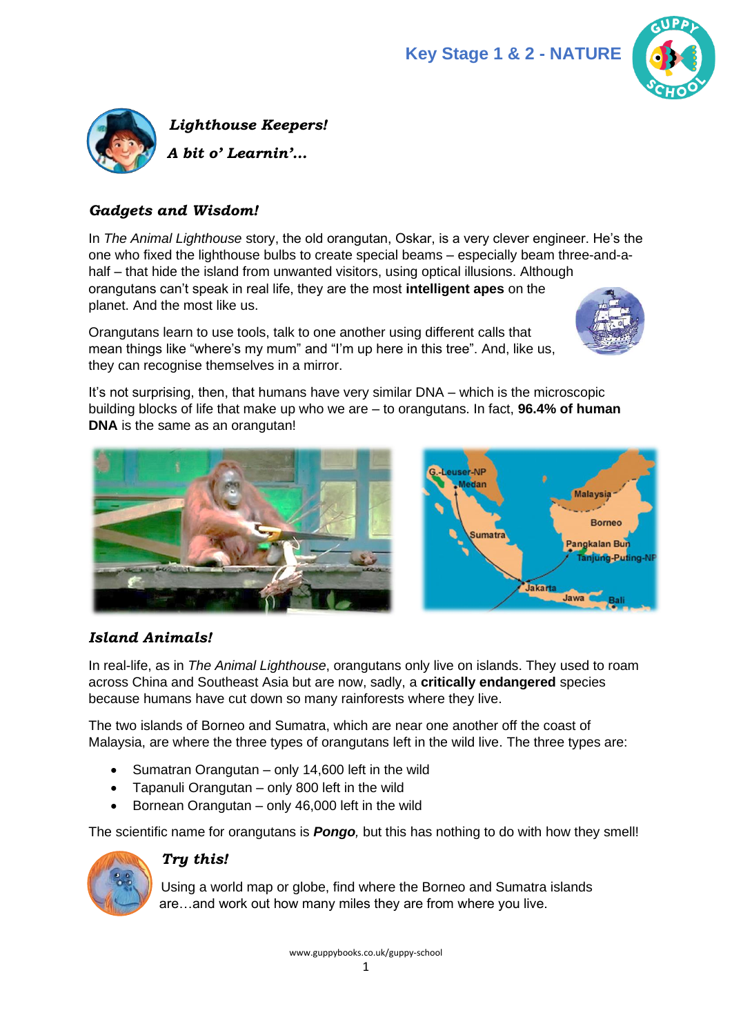# Key Stage 1 & 2 - NATURE

***Lighthouse Keepers!***

***A bit o' Learnin'...***

## *Gadgets and Wisdom!*

In *The Animal Lighthouse* story, the old orangutan, Oskar, is a very clever engineer. He's the one who fixed the lighthouse bulbs to create special beams – especially beam three-and-a-half – that hide the island from unwanted visitors, using optical illusions. Although orangutans can't speak in real life, they are the most **intelligent apes** on the planet. And the most like us.

Orangutans learn to use tools, talk to one another using different calls that mean things like "where's my mum" and "I'm up here in this tree". And, like us, they can recognise themselves in a mirror.

It's not surprising, then, that humans have very similar DNA – which is the microscopic building blocks of life that make up who we are – to orangutans. In fact, **96.4% of human DNA** is the same as an orangutan!

## *Island Animals!*

In real-life, as in *The Animal Lighthouse*, orangutans only live on islands. They used to roam across China and Southeast Asia but are now, sadly, a **critically endangered** species because humans have cut down so many rainforests where they live.

The two islands of Borneo and Sumatra, which are near one another off the coast of Malaysia, are where the three types of orangutans left in the wild live. The three types are:

- Sumatran Orangutan – only 14,600 left in the wild
- Tapanuli Orangutan – only 800 left in the wild
- Bornean Orangutan – only 46,000 left in the wild

The scientific name for orangutans is ***Pongo***, but this has nothing to do with how they smell!

## *Try this!*

Using a world map or globe, find where the Borneo and Sumatra islands are…and work out how many miles they are from where you live.

www.guppybooks.co.uk/guppy-school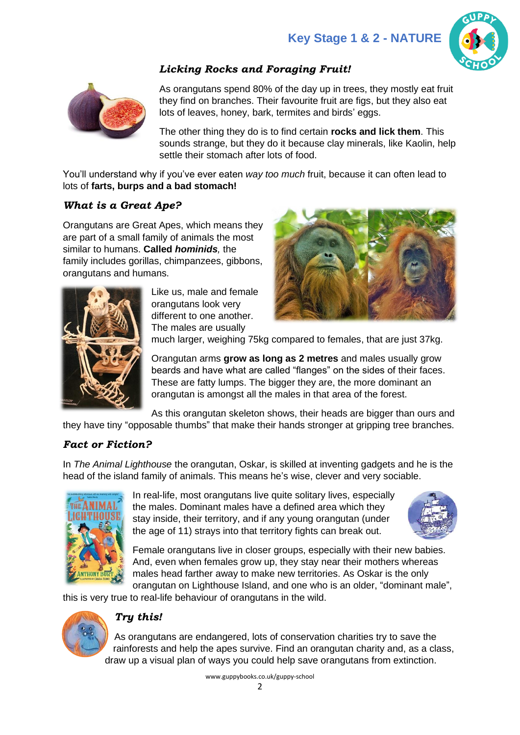### *Licking Rocks and Foraging Fruit!*

As orangutans spend 80% of the day up in trees, they mostly eat fruit they find on branches. Their favourite fruit are figs, but they also eat lots of leaves, honey, bark, termites and birds' eggs.

The other thing they do is to find certain **rocks and lick them**. This sounds strange, but they do it because clay minerals, like Kaolin, help settle their stomach after lots of food.

You'll understand why if you've ever eaten *way too much* fruit, because it can often lead to lots of **farts, burps and a bad stomach!**

### *What is a Great Ape?*

Orangutans are Great Apes, which means they are part of a small family of animals the most similar to humans. **Called *hominids*,** the family includes gorillas, chimpanzees, gibbons, orangutans and humans.

Like us, male and female orangutans look very different to one another. The males are usually much larger, weighing 75kg compared to females, that are just 37kg.

Orangutan arms **grow as long as 2 metres** and males usually grow beards and have what are called "flanges" on the sides of their faces. These are fatty lumps. The bigger they are, the more dominant an orangutan is amongst all the males in that area of the forest.

As this orangutan skeleton shows, their heads are bigger than ours and they have tiny "opposable thumbs" that make their hands stronger at gripping tree branches.

### *Fact or Fiction?*

In *The Animal Lighthouse* the orangutan, Oskar, is skilled at inventing gadgets and he is the head of the island family of animals. This means he's wise, clever and very sociable.

In real-life, most orangutans live quite solitary lives, especially the males. Dominant males have a defined area which they stay inside, their territory, and if any young orangutan (under the age of 11) strays into that territory fights can break out.

Female orangutans live in closer groups, especially with their new babies. And, even when females grow up, they stay near their mothers whereas males head farther away to make new territories. As Oskar is the only orangutan on Lighthouse Island, and one who is an older, "dominant male", this is very true to real-life behaviour of orangutans in the wild.

### *Try this!*

As orangutans are endangered, lots of conservation charities try to save the rainforests and help the apes survive. Find an orangutan charity and, as a class, draw up a visual plan of ways you could help save orangutans from extinction.